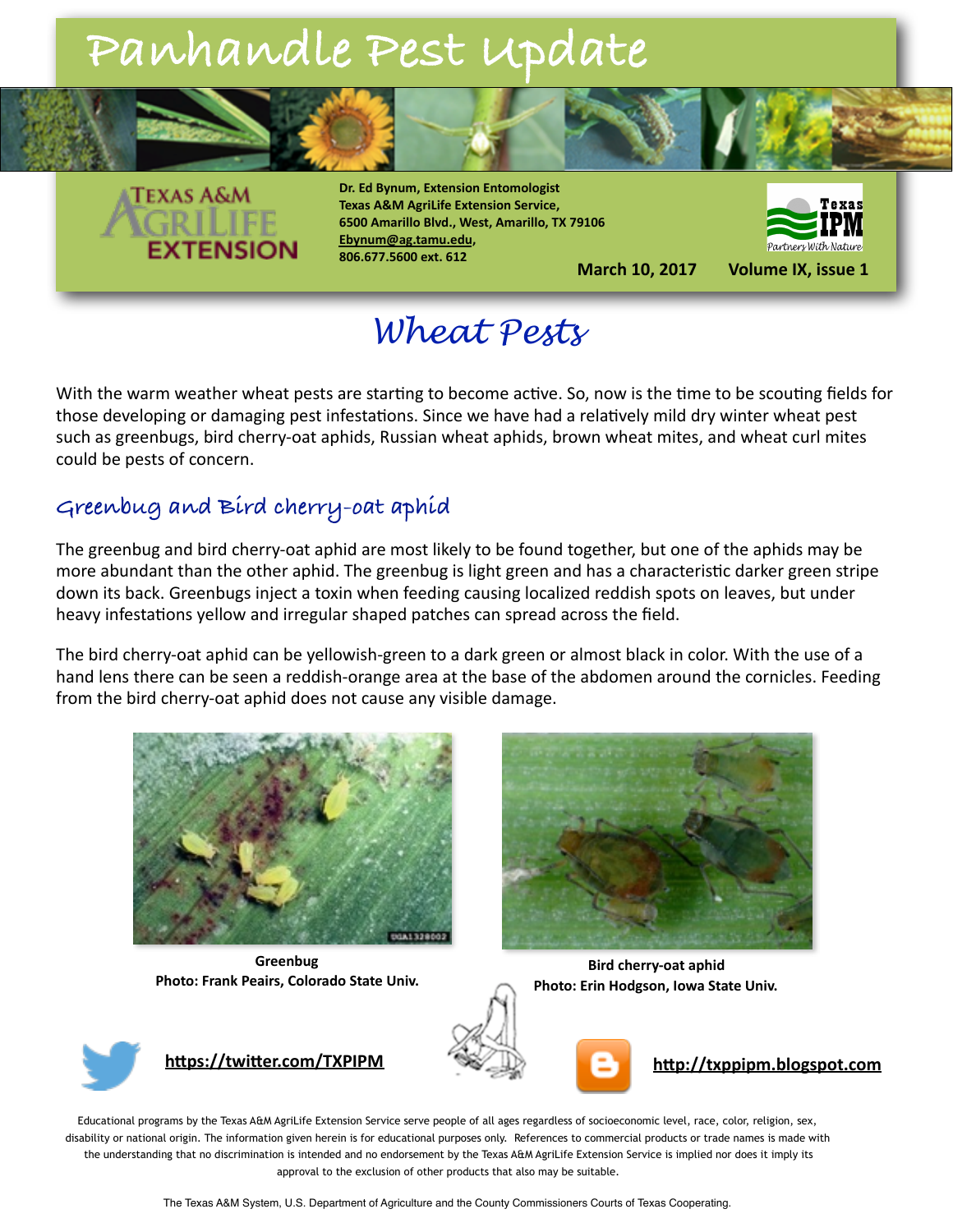# Panhandle Pest Update

Dr. Ed Bynum, Extension Entomologist
Texas A&M AgriLife Extension Service,
6500 Amarillo Blvd., West, Amarillo, TX 79106
Ebynum@ag.tamu.edu,
806.677.5600 ext. 612

March 10, 2017 Volume IX, issue 1

## Wheat Pests

With the warm weather wheat pests are starting to become active. So, now is the time to be scouting fields for those developing or damaging pest infestations. Since we have had a relatively mild dry winter wheat pest such as greenbugs, bird cherry-oat aphids, Russian wheat aphids, brown wheat mites, and wheat curl mites could be pests of concern.

### Greenbug and Bird cherry-oat aphid

The greenbug and bird cherry-oat aphid are most likely to be found together, but one of the aphids may be more abundant than the other aphid. The greenbug is light green and has a characteristic darker green stripe down its back. Greenbugs inject a toxin when feeding causing localized reddish spots on leaves, but under heavy infestations yellow and irregular shaped patches can spread across the field.

The bird cherry-oat aphid can be yellowish-green to a dark green or almost black in color. With the use of a hand lens there can be seen a reddish-orange area at the base of the abdomen around the cornicles. Feeding from the bird cherry-oat aphid does not cause any visible damage.

**Greenbug**
**Photo: Frank Peairs, Colorado State Univ.**

**Bird cherry-oat aphid**
**Photo: Erin Hodgson, Iowa State Univ.**

https://twitter.com/TXPIPM

http://txppipm.blogspot.com

Educational programs by the Texas A&M AgriLife Extension Service serve people of all ages regardless of socioeconomic level, race, color, religion, sex, disability or national origin. The information given herein is for educational purposes only. References to commercial products or trade names is made with the understanding that no discrimination is intended and no endorsement by the Texas A&M AgriLife Extension Service is implied nor does it imply its approval to the exclusion of other products that also may be suitable.

The Texas A&M System, U.S. Department of Agriculture and the County Commissioners Courts of Texas Cooperating.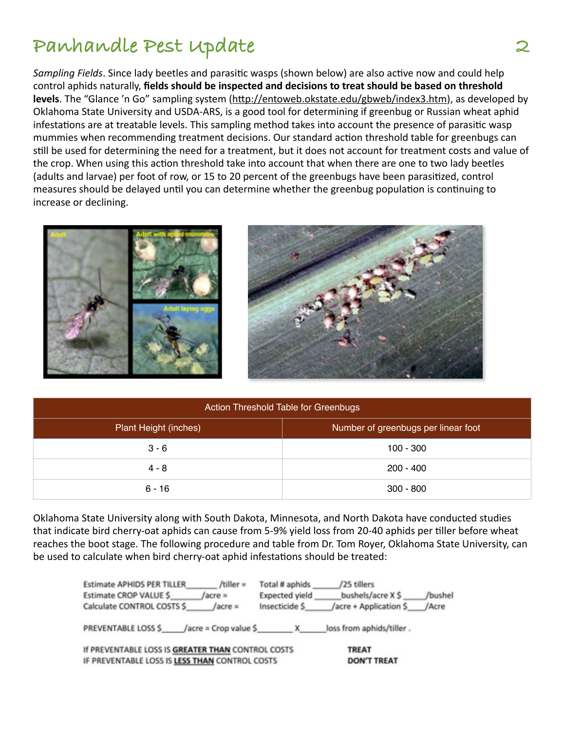*Sampling Fields*. Since lady beetles and parasitic wasps (shown below) are also active now and could help control aphids naturally, **fields should be inspected and decisions to treat should be based on threshold levels**. The "Glance 'n Go" sampling system (http://entoweb.okstate.edu/gbweb/index3.htm), as developed by Oklahoma State University and USDA-ARS, is a good tool for determining if greenbug or Russian wheat aphid infestations are at treatable levels. This sampling method takes into account the presence of parasitic wasp mummies when recommending treatment decisions. Our standard action threshold table for greenbugs can still be used for determining the need for a treatment, but it does not account for treatment costs and value of the crop. When using this action threshold take into account that when there are one to two lady beetles (adults and larvae) per foot of row, or 15 to 20 percent of the greenbugs have been parasitized, control measures should be delayed until you can determine whether the greenbug population is continuing to increase or declining.

| Action Threshold Table for Greenbugs | |
|---|---|
| Plant Height (inches) | Number of greenbugs per linear foot |
| 3 - 6 | 100 - 300 |
| 4 - 8 | 200 - 400 |
| 6 - 16 | 300 - 800 |

Oklahoma State University along with South Dakota, Minnesota, and North Dakota have conducted studies that indicate bird cherry-oat aphids can cause from 5-9% yield loss from 20-40 aphids per tiller before wheat reaches the boot stage. The following procedure and table from Dr. Tom Royer, Oklahoma State University, can be used to calculate when bird cherry-oat aphid infestations should be treated:

Estimate APHIDS PER TILLER______ /tiller = Total # aphids ______/25 tillers
Estimate CROP VALUE $______/acre = Expected yield ______bushels/acre X $ _____/bushel
Calculate CONTROL COSTS $______/acre = Insecticide $______/acre + Application $____/Acre

PREVENTABLE LOSS $_____/acre = Crop value $________ X______loss from aphids/tiller .

IF PREVENTABLE LOSS IS **GREATER THAN** CONTROL COSTS — **TREAT**
IF PREVENTABLE LOSS IS **LESS THAN** CONTROL COSTS — **DON'T TREAT**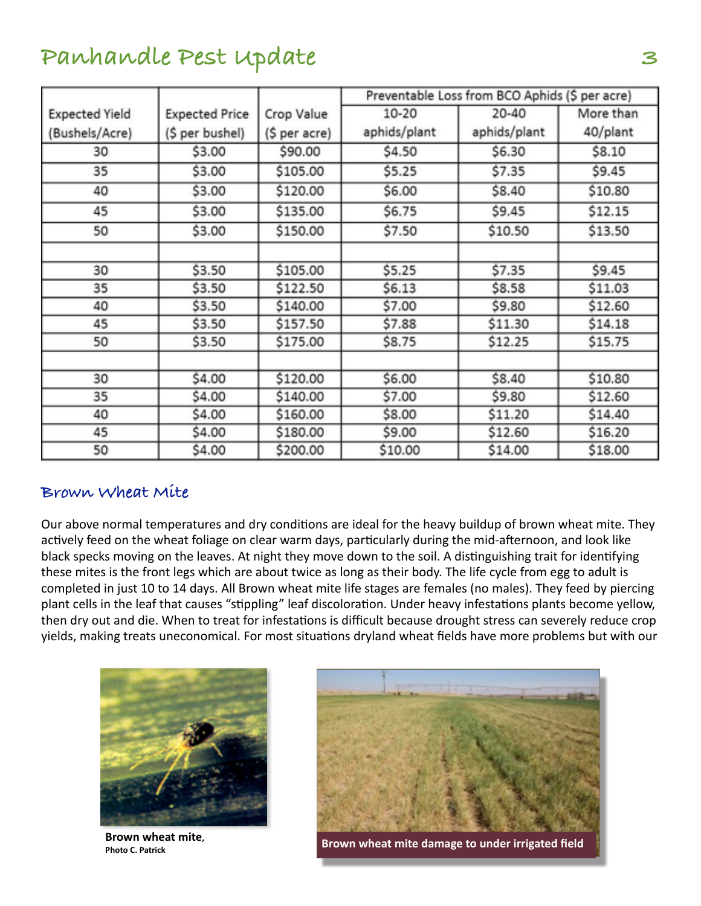| Expected Yield (Bushels/Acre) | Expected Price ($ per bushel) | Crop Value ($ per acre) | Preventable Loss from BCO Aphids ($ per acre) | | |
|---|---|---|---|---|---|
| | | | 10-20 aphids/plant | 20-40 aphids/plant | More than 40/plant |
| 30 | $3.00 | $90.00 | $4.50 | $6.30 | $8.10 |
| 35 | $3.00 | $105.00 | $5.25 | $7.35 | $9.45 |
| 40 | $3.00 | $120.00 | $6.00 | $8.40 | $10.80 |
| 45 | $3.00 | $135.00 | $6.75 | $9.45 | $12.15 |
| 50 | $3.00 | $150.00 | $7.50 | $10.50 | $13.50 |
| | | | | | |
| 30 | $3.50 | $105.00 | $5.25 | $7.35 | $9.45 |
| 35 | $3.50 | $122.50 | $6.13 | $8.58 | $11.03 |
| 40 | $3.50 | $140.00 | $7.00 | $9.80 | $12.60 |
| 45 | $3.50 | $157.50 | $7.88 | $11.30 | $14.18 |
| 50 | $3.50 | $175.00 | $8.75 | $12.25 | $15.75 |
| | | | | | |
| 30 | $4.00 | $120.00 | $6.00 | $8.40 | $10.80 |
| 35 | $4.00 | $140.00 | $7.00 | $9.80 | $12.60 |
| 40 | $4.00 | $160.00 | $8.00 | $11.20 | $14.40 |
| 45 | $4.00 | $180.00 | $9.00 | $12.60 | $16.20 |
| 50 | $4.00 | $200.00 | $10.00 | $14.00 | $18.00 |

## Brown Wheat Mite

Our above normal temperatures and dry conditions are ideal for the heavy buildup of brown wheat mite. They actively feed on the wheat foliage on clear warm days, particularly during the mid-afternoon, and look like black specks moving on the leaves. At night they move down to the soil. A distinguishing trait for identifying these mites is the front legs which are about twice as long as their body. The life cycle from egg to adult is completed in just 10 to 14 days. All Brown wheat mite life stages are females (no males). They feed by piercing plant cells in the leaf that causes "stippling" leaf discoloration. Under heavy infestations plants become yellow, then dry out and die. When to treat for infestations is difficult because drought stress can severely reduce crop yields, making treats uneconomical. For most situations dryland wheat fields have more problems but with our

**Brown wheat mite**, Photo C. Patrick

**Brown wheat mite damage to under irrigated field**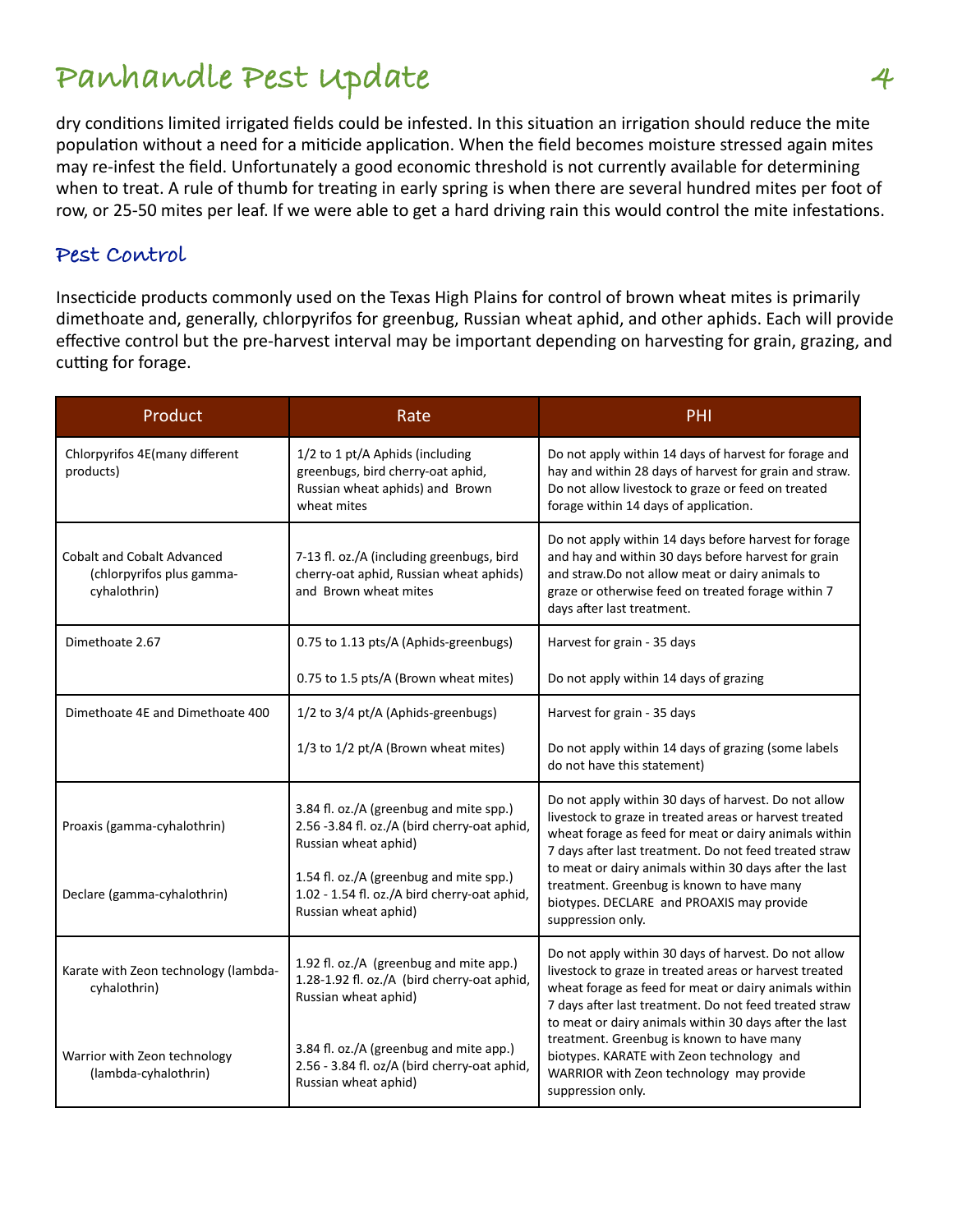dry conditions limited irrigated fields could be infested. In this situation an irrigation should reduce the mite population without a need for a miticide application. When the field becomes moisture stressed again mites may re-infest the field. Unfortunately a good economic threshold is not currently available for determining when to treat. A rule of thumb for treating in early spring is when there are several hundred mites per foot of row, or 25-50 mites per leaf. If we were able to get a hard driving rain this would control the mite infestations.

## Pest Control

Insecticide products commonly used on the Texas High Plains for control of brown wheat mites is primarily dimethoate and, generally, chlorpyrifos for greenbug, Russian wheat aphid, and other aphids. Each will provide effective control but the pre-harvest interval may be important depending on harvesting for grain, grazing, and cutting for forage.

| Product | Rate | PHI |
|---|---|---|
| Chlorpyrifos 4E(many different products) | 1/2 to 1 pt/A Aphids (including greenbugs, bird cherry-oat aphid, Russian wheat aphids) and Brown wheat mites | Do not apply within 14 days of harvest for forage and hay and within 28 days of harvest for grain and straw. Do not allow livestock to graze or feed on treated forage within 14 days of application. |
| Cobalt and Cobalt Advanced (chlorpyrifos plus gamma-cyhalothrin) | 7-13 fl. oz./A (including greenbugs, bird cherry-oat aphid, Russian wheat aphids) and Brown wheat mites | Do not apply within 14 days before harvest for forage and hay and within 30 days before harvest for grain and straw.Do not allow meat or dairy animals to graze or otherwise feed on treated forage within 7 days after last treatment. |
| Dimethoate 2.67 | 0.75 to 1.13 pts/A (Aphids-greenbugs)<br>0.75 to 1.5 pts/A (Brown wheat mites) | Harvest for grain - 35 days<br>Do not apply within 14 days of grazing |
| Dimethoate 4E and Dimethoate 400 | 1/2 to 3/4 pt/A (Aphids-greenbugs)<br>1/3 to 1/2 pt/A (Brown wheat mites) | Harvest for grain - 35 days<br>Do not apply within 14 days of grazing (some labels do not have this statement) |
| Proaxis (gamma-cyhalothrin)<br>Declare (gamma-cyhalothrin) | 3.84 fl. oz./A (greenbug and mite spp.) 2.56 -3.84 fl. oz./A (bird cherry-oat aphid, Russian wheat aphid)<br>1.54 fl. oz./A (greenbug and mite spp.) 1.02 - 1.54 fl. oz./A bird cherry-oat aphid, Russian wheat aphid) | Do not apply within 30 days of harvest. Do not allow livestock to graze in treated areas or harvest treated wheat forage as feed for meat or dairy animals within 7 days after last treatment. Do not feed treated straw to meat or dairy animals within 30 days after the last treatment. Greenbug is known to have many biotypes. DECLARE and PROAXIS may provide suppression only. |
| Karate with Zeon technology (lambda-cyhalothrin)<br>Warrior with Zeon technology (lambda-cyhalothrin) | 1.92 fl. oz./A (greenbug and mite app.) 1.28-1.92 fl. oz./A (bird cherry-oat aphid, Russian wheat aphid)<br>3.84 fl. oz./A (greenbug and mite app.) 2.56 - 3.84 fl. oz/A (bird cherry-oat aphid, Russian wheat aphid) | Do not apply within 30 days of harvest. Do not allow livestock to graze in treated areas or harvest treated wheat forage as feed for meat or dairy animals within 7 days after last treatment. Do not feed treated straw to meat or dairy animals within 30 days after the last treatment. Greenbug is known to have many biotypes. KARATE with Zeon technology and WARRIOR with Zeon technology may provide suppression only. |